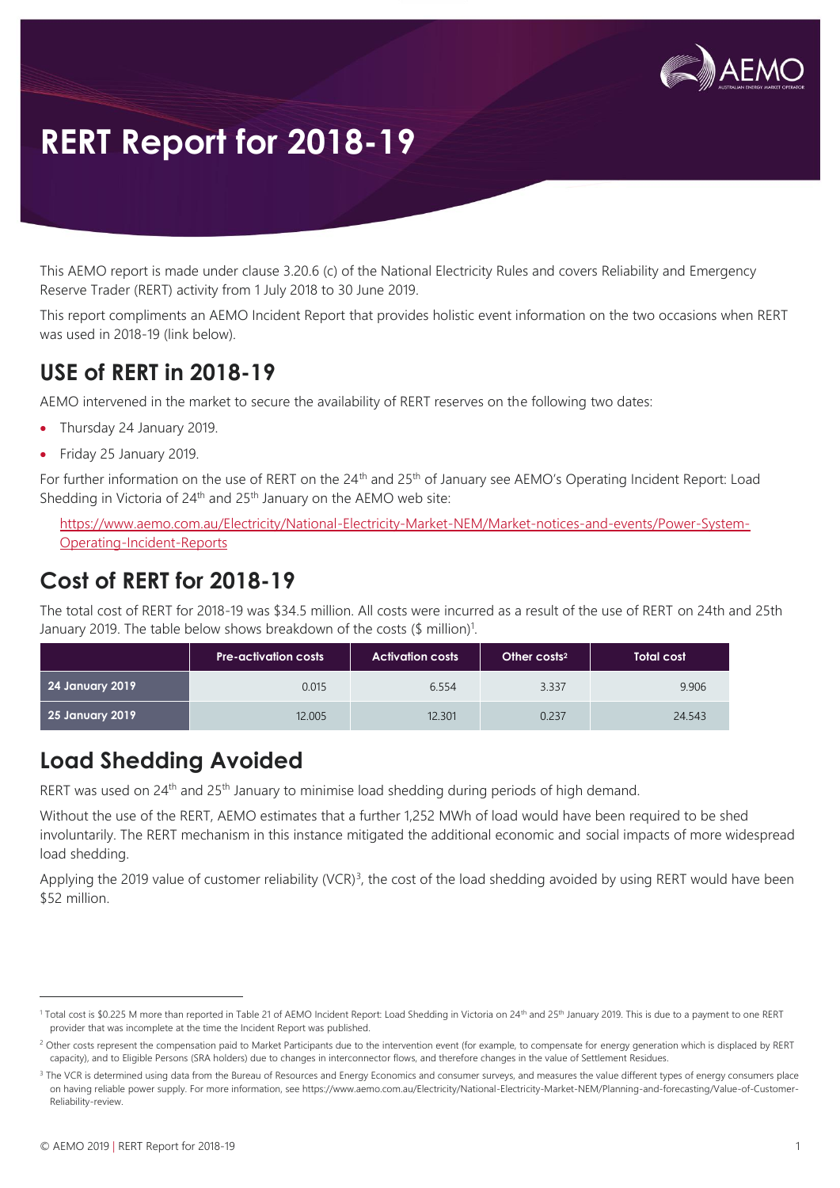# RERT Report for 2018-19

This AEMO report is made under clause 3.20.6 (c) of the National Electricity Rules and covers Reliability and Emergency Reserve Trader (RERT) activity from 1 July 2018 to 30 June 2019.

This report compliments an AEMO Incident Report that provides holistic event information on the two occasions when RERT was used in 2018-19 (link below).

## USE of RERT in 2018-19

AEMO intervened in the market to secure the availability of RERT reserves on the following two dates:

- Thursday 24 January 2019.
- Friday 25 January 2019.

For further information on the use of RERT on the 24th and 25th of January see AEMO's Operating Incident Report: Load Shedding in Victoria of 24th and 25th January on the AEMO web site:

https://www.aemo.com.au/Electricity/National-Electricity-Market-NEM/Market-notices-and-events/Power-System-Operating-Incident-Reports

## Cost of RERT for 2018-19

The total cost of RERT for 2018-19 was $34.5 million. All costs were incurred as a result of the use of RERT on 24th and 25th January 2019. The table below shows breakdown of the costs ($ million)[1].

| | Pre-activation costs | Activation costs | Other costs[2] | Total cost |
|---|---|---|---|---|
| 24 January 2019 | 0.015 | 6.554 | 3.337 | 9.906 |
| 25 January 2019 | 12.005 | 12.301 | 0.237 | 24.543 |

## Load Shedding Avoided

RERT was used on 24th and 25th January to minimise load shedding during periods of high demand.

Without the use of the RERT, AEMO estimates that a further 1,252 MWh of load would have been required to be shed involuntarily. The RERT mechanism in this instance mitigated the additional economic and social impacts of more widespread load shedding.

Applying the 2019 value of customer reliability (VCR)[3], the cost of the load shedding avoided by using RERT would have been $52 million.

[1] Total cost is $0.225 M more than reported in Table 21 of AEMO Incident Report: Load Shedding in Victoria on 24th and 25th January 2019. This is due to a payment to one RERT provider that was incomplete at the time the Incident Report was published.

[2] Other costs represent the compensation paid to Market Participants due to the intervention event (for example, to compensate for energy generation which is displaced by RERT capacity), and to Eligible Persons (SRA holders) due to changes in interconnector flows, and therefore changes in the value of Settlement Residues.

[3] The VCR is determined using data from the Bureau of Resources and Energy Economics and consumer surveys, and measures the value different types of energy consumers place on having reliable power supply. For more information, see https://www.aemo.com.au/Electricity/National-Electricity-Market-NEM/Planning-and-forecasting/Value-of-Customer-Reliability-review.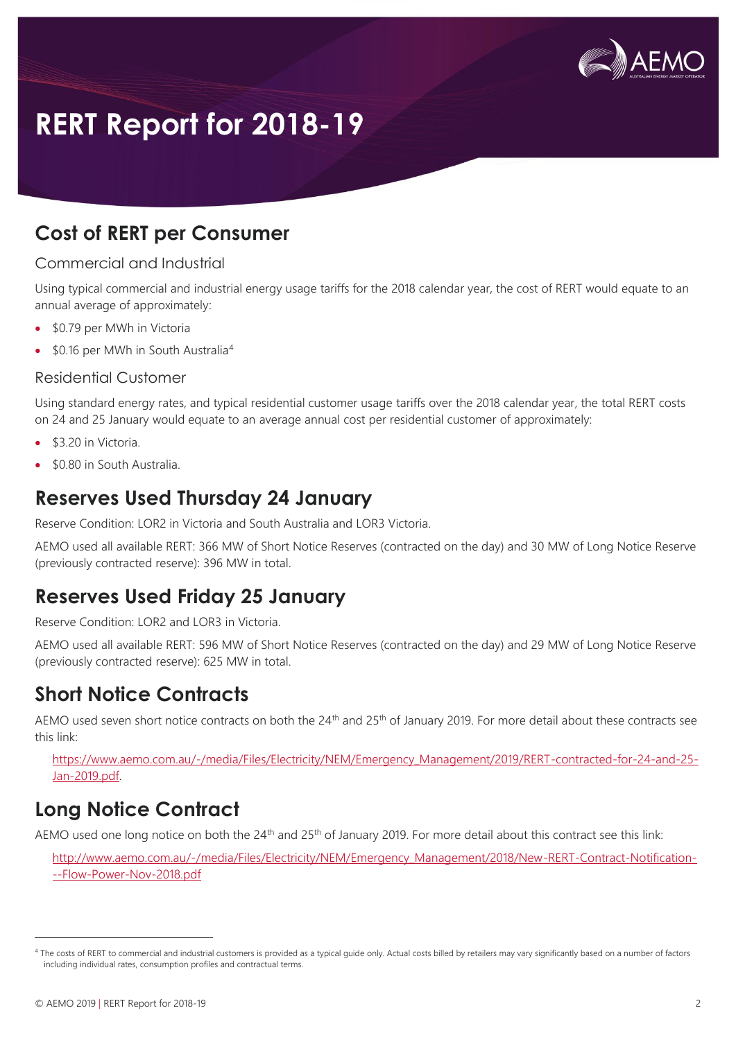# RERT Report for 2018-19

## Cost of RERT per Consumer

### Commercial and Industrial

Using typical commercial and industrial energy usage tariffs for the 2018 calendar year, the cost of RERT would equate to an annual average of approximately:

- $0.79 per MWh in Victoria
- $0.16 per MWh in South Australia[4]

### Residential Customer

Using standard energy rates, and typical residential customer usage tariffs over the 2018 calendar year, the total RERT costs on 24 and 25 January would equate to an average annual cost per residential customer of approximately:

- $3.20 in Victoria.
- $0.80 in South Australia.

## Reserves Used Thursday 24 January

Reserve Condition: LOR2 in Victoria and South Australia and LOR3 Victoria.

AEMO used all available RERT: 366 MW of Short Notice Reserves (contracted on the day) and 30 MW of Long Notice Reserve (previously contracted reserve): 396 MW in total.

## Reserves Used Friday 25 January

Reserve Condition: LOR2 and LOR3 in Victoria.

AEMO used all available RERT: 596 MW of Short Notice Reserves (contracted on the day) and 29 MW of Long Notice Reserve (previously contracted reserve): 625 MW in total.

## Short Notice Contracts

AEMO used seven short notice contracts on both the 24th and 25th of January 2019. For more detail about these contracts see this link:

https://www.aemo.com.au/-/media/Files/Electricity/NEM/Emergency_Management/2019/RERT-contracted-for-24-and-25-Jan-2019.pdf.

## Long Notice Contract

AEMO used one long notice on both the 24th and 25th of January 2019. For more detail about this contract see this link:

http://www.aemo.com.au/-/media/Files/Electricity/NEM/Emergency_Management/2018/New-RERT-Contract-Notification---Flow-Power-Nov-2018.pdf

[4] The costs of RERT to commercial and industrial customers is provided as a typical guide only. Actual costs billed by retailers may vary significantly based on a number of factors including individual rates, consumption profiles and contractual terms.